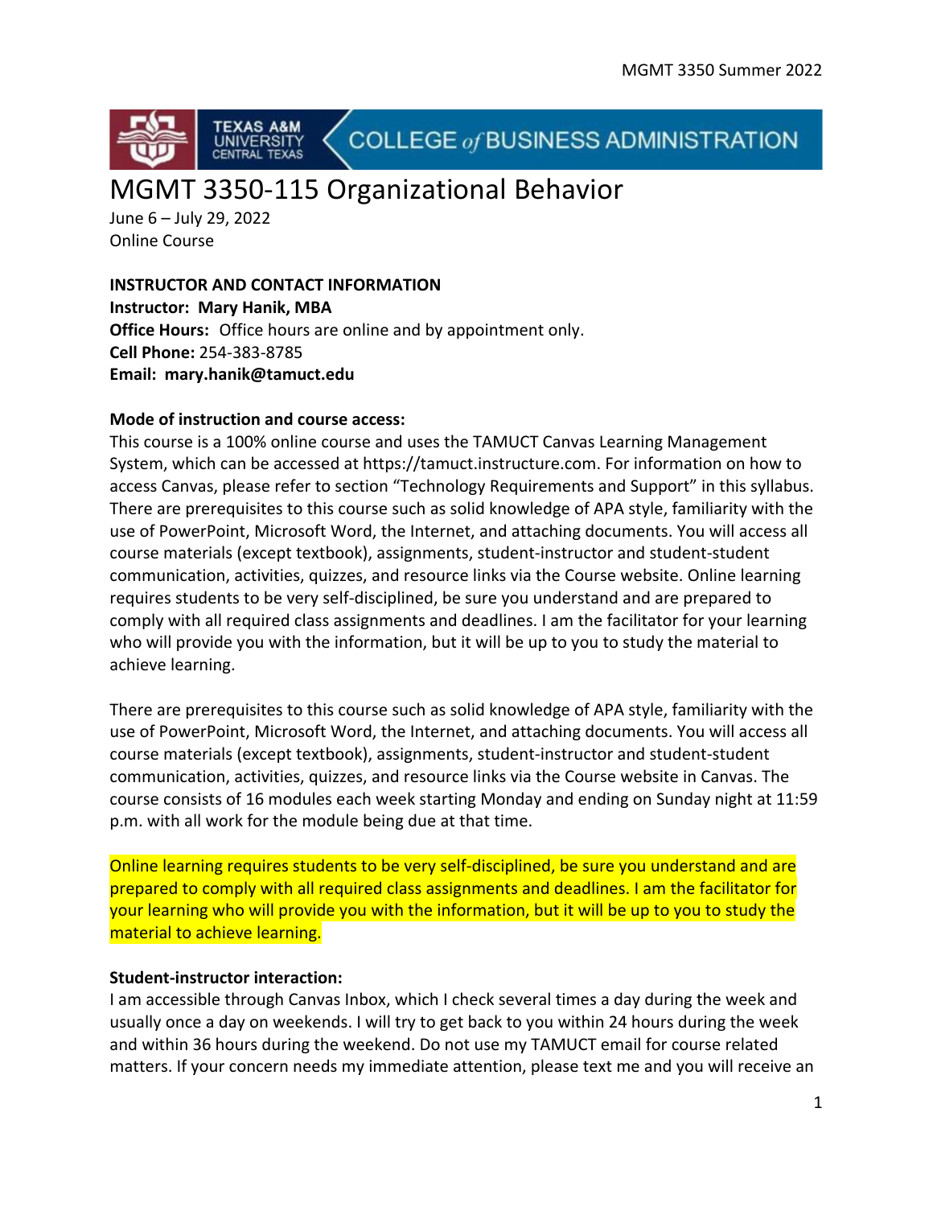# MGMT 3350-115 Organizational Behavior

June 6 – July 29, 2022
Online Course

**INSTRUCTOR AND CONTACT INFORMATION**
**Instructor: Mary Hanik, MBA**
**Office Hours:** Office hours are online and by appointment only.
**Cell Phone:** 254-383-8785
**Email: mary.hanik@tamuct.edu**

**Mode of instruction and course access:**
This course is a 100% online course and uses the TAMUCT Canvas Learning Management System, which can be accessed at https://tamuct.instructure.com. For information on how to access Canvas, please refer to section "Technology Requirements and Support" in this syllabus. There are prerequisites to this course such as solid knowledge of APA style, familiarity with the use of PowerPoint, Microsoft Word, the Internet, and attaching documents. You will access all course materials (except textbook), assignments, student-instructor and student-student communication, activities, quizzes, and resource links via the Course website. Online learning requires students to be very self-disciplined, be sure you understand and are prepared to comply with all required class assignments and deadlines. I am the facilitator for your learning who will provide you with the information, but it will be up to you to study the material to achieve learning.

There are prerequisites to this course such as solid knowledge of APA style, familiarity with the use of PowerPoint, Microsoft Word, the Internet, and attaching documents. You will access all course materials (except textbook), assignments, student-instructor and student-student communication, activities, quizzes, and resource links via the Course website in Canvas. The course consists of 16 modules each week starting Monday and ending on Sunday night at 11:59 p.m. with all work for the module being due at that time.

Online learning requires students to be very self-disciplined, be sure you understand and are prepared to comply with all required class assignments and deadlines. I am the facilitator for your learning who will provide you with the information, but it will be up to you to study the material to achieve learning.

**Student-instructor interaction:**
I am accessible through Canvas Inbox, which I check several times a day during the week and usually once a day on weekends. I will try to get back to you within 24 hours during the week and within 36 hours during the weekend. Do not use my TAMUCT email for course related matters. If your concern needs my immediate attention, please text me and you will receive an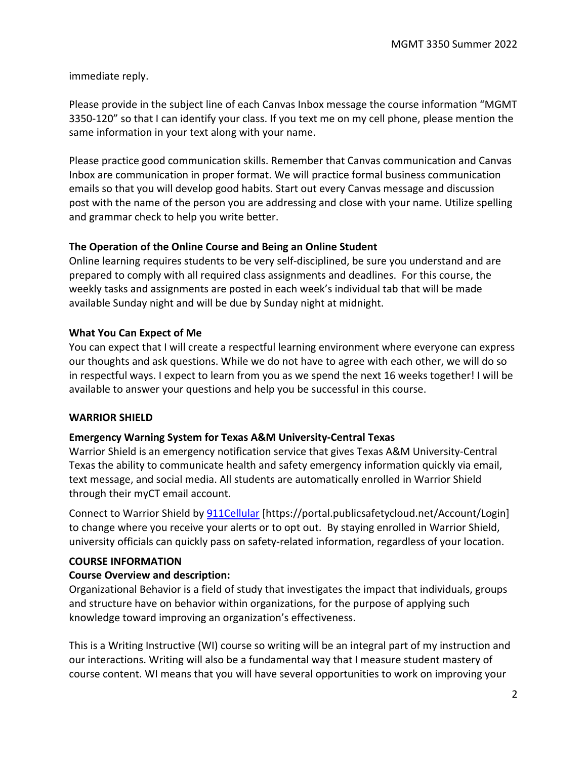immediate reply.

Please provide in the subject line of each Canvas Inbox message the course information "MGMT 3350-120" so that I can identify your class. If you text me on my cell phone, please mention the same information in your text along with your name.

Please practice good communication skills. Remember that Canvas communication and Canvas Inbox are communication in proper format. We will practice formal business communication emails so that you will develop good habits. Start out every Canvas message and discussion post with the name of the person you are addressing and close with your name. Utilize spelling and grammar check to help you write better.

**The Operation of the Online Course and Being an Online Student**

Online learning requires students to be very self-disciplined, be sure you understand and are prepared to comply with all required class assignments and deadlines. For this course, the weekly tasks and assignments are posted in each week's individual tab that will be made available Sunday night and will be due by Sunday night at midnight.

**What You Can Expect of Me**

You can expect that I will create a respectful learning environment where everyone can express our thoughts and ask questions. While we do not have to agree with each other, we will do so in respectful ways. I expect to learn from you as we spend the next 16 weeks together! I will be available to answer your questions and help you be successful in this course.

**WARRIOR SHIELD**

**Emergency Warning System for Texas A&M University-Central Texas**

Warrior Shield is an emergency notification service that gives Texas A&M University-Central Texas the ability to communicate health and safety emergency information quickly via email, text message, and social media. All students are automatically enrolled in Warrior Shield through their myCT email account.

Connect to Warrior Shield by 911Cellular [https://portal.publicsafetycloud.net/Account/Login] to change where you receive your alerts or to opt out. By staying enrolled in Warrior Shield, university officials can quickly pass on safety-related information, regardless of your location.

**COURSE INFORMATION**

**Course Overview and description:**

Organizational Behavior is a field of study that investigates the impact that individuals, groups and structure have on behavior within organizations, for the purpose of applying such knowledge toward improving an organization's effectiveness.

This is a Writing Instructive (WI) course so writing will be an integral part of my instruction and our interactions. Writing will also be a fundamental way that I measure student mastery of course content. WI means that you will have several opportunities to work on improving your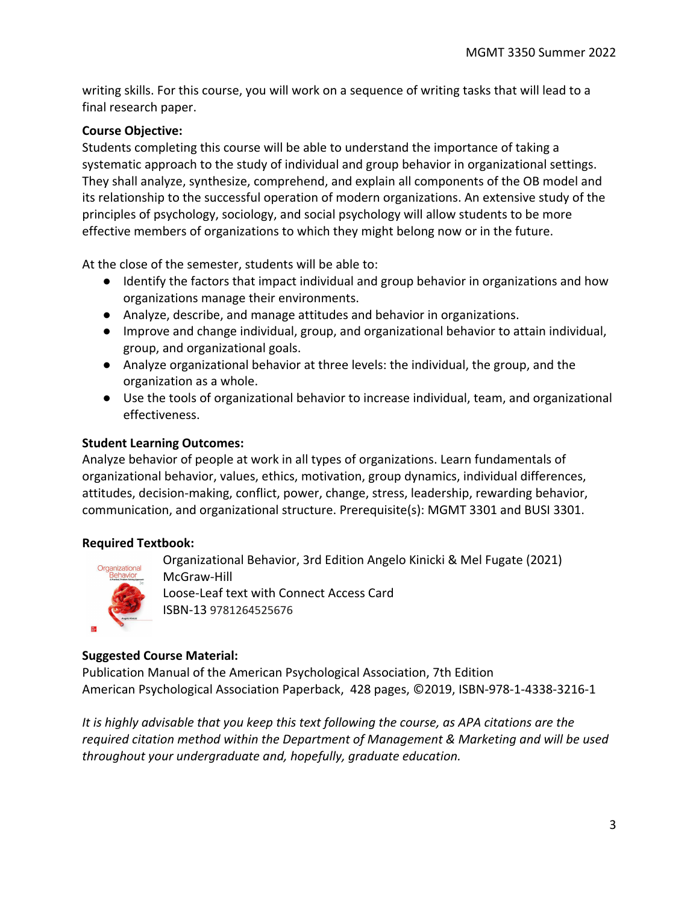writing skills. For this course, you will work on a sequence of writing tasks that will lead to a final research paper.

**Course Objective:**
Students completing this course will be able to understand the importance of taking a systematic approach to the study of individual and group behavior in organizational settings. They shall analyze, synthesize, comprehend, and explain all components of the OB model and its relationship to the successful operation of modern organizations. An extensive study of the principles of psychology, sociology, and social psychology will allow students to be more effective members of organizations to which they might belong now or in the future.

At the close of the semester, students will be able to:

- Identify the factors that impact individual and group behavior in organizations and how organizations manage their environments.
- Analyze, describe, and manage attitudes and behavior in organizations.
- Improve and change individual, group, and organizational behavior to attain individual, group, and organizational goals.
- Analyze organizational behavior at three levels: the individual, the group, and the organization as a whole.
- Use the tools of organizational behavior to increase individual, team, and organizational effectiveness.

**Student Learning Outcomes:**
Analyze behavior of people at work in all types of organizations. Learn fundamentals of organizational behavior, values, ethics, motivation, group dynamics, individual differences, attitudes, decision-making, conflict, power, change, stress, leadership, rewarding behavior, communication, and organizational structure. Prerequisite(s): MGMT 3301 and BUSI 3301.

**Required Textbook:**
Organizational Behavior, 3rd Edition Angelo Kinicki & Mel Fugate (2021)
McGraw-Hill
Loose-Leaf text with Connect Access Card
ISBN-13 9781264525676

**Suggested Course Material:**
Publication Manual of the American Psychological Association, 7th Edition
American Psychological Association Paperback, 428 pages, ©2019, ISBN-978-1-4338-3216-1

*It is highly advisable that you keep this text following the course, as APA citations are the required citation method within the Department of Management & Marketing and will be used throughout your undergraduate and, hopefully, graduate education.*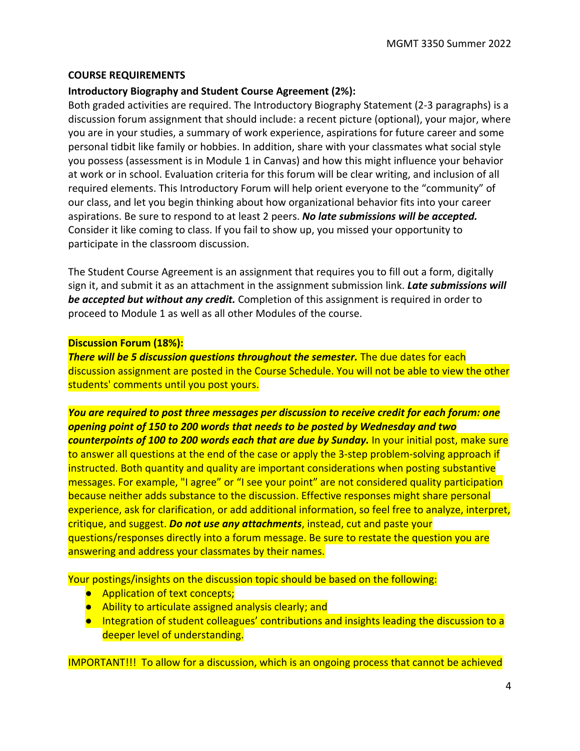**COURSE REQUIREMENTS**

**Introductory Biography and Student Course Agreement (2%):**

Both graded activities are required. The Introductory Biography Statement (2-3 paragraphs) is a discussion forum assignment that should include: a recent picture (optional), your major, where you are in your studies, a summary of work experience, aspirations for future career and some personal tidbit like family or hobbies. In addition, share with your classmates what social style you possess (assessment is in Module 1 in Canvas) and how this might influence your behavior at work or in school. Evaluation criteria for this forum will be clear writing, and inclusion of all required elements. This Introductory Forum will help orient everyone to the "community" of our class, and let you begin thinking about how organizational behavior fits into your career aspirations. Be sure to respond to at least 2 peers. ***No late submissions will be accepted.*** Consider it like coming to class. If you fail to show up, you missed your opportunity to participate in the classroom discussion.

The Student Course Agreement is an assignment that requires you to fill out a form, digitally sign it, and submit it as an attachment in the assignment submission link. ***Late submissions will be accepted but without any credit.*** Completion of this assignment is required in order to proceed to Module 1 as well as all other Modules of the course.

**Discussion Forum (18%):**

***There will be 5 discussion questions throughout the semester.*** The due dates for each discussion assignment are posted in the Course Schedule. You will not be able to view the other students' comments until you post yours.

***You are required to post three messages per discussion to receive credit for each forum: one opening point of 150 to 200 words that needs to be posted by Wednesday and two counterpoints of 100 to 200 words each that are due by Sunday.*** In your initial post, make sure to answer all questions at the end of the case or apply the 3-step problem-solving approach if instructed. Both quantity and quality are important considerations when posting substantive messages. For example, "I agree" or "I see your point" are not considered quality participation because neither adds substance to the discussion. Effective responses might share personal experience, ask for clarification, or add additional information, so feel free to analyze, interpret, critique, and suggest. ***Do not use any attachments***, instead, cut and paste your questions/responses directly into a forum message. Be sure to restate the question you are answering and address your classmates by their names.

Your postings/insights on the discussion topic should be based on the following:

- Application of text concepts;
- Ability to articulate assigned analysis clearly; and
- Integration of student colleagues' contributions and insights leading the discussion to a deeper level of understanding.

IMPORTANT!!! To allow for a discussion, which is an ongoing process that cannot be achieved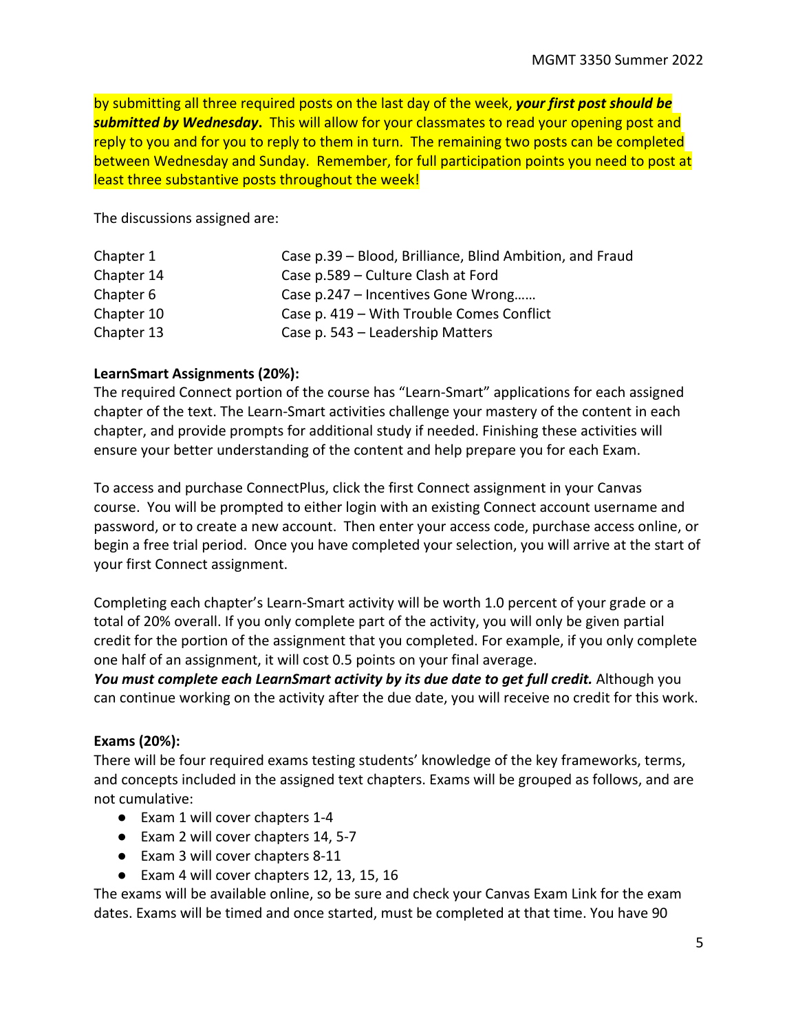by submitting all three required posts on the last day of the week, ***your first post should be submitted by Wednesday.*** This will allow for your classmates to read your opening post and reply to you and for you to reply to them in turn. The remaining two posts can be completed between Wednesday and Sunday. Remember, for full participation points you need to post at least three substantive posts throughout the week!

The discussions assigned are:

| | |
|---|---|
| Chapter 1 | Case p.39 – Blood, Brilliance, Blind Ambition, and Fraud |
| Chapter 14 | Case p.589 – Culture Clash at Ford |
| Chapter 6 | Case p.247 – Incentives Gone Wrong…… |
| Chapter 10 | Case p. 419 – With Trouble Comes Conflict |
| Chapter 13 | Case p. 543 – Leadership Matters |

**LearnSmart Assignments (20%):**

The required Connect portion of the course has "Learn-Smart" applications for each assigned chapter of the text. The Learn-Smart activities challenge your mastery of the content in each chapter, and provide prompts for additional study if needed. Finishing these activities will ensure your better understanding of the content and help prepare you for each Exam.

To access and purchase ConnectPlus, click the first Connect assignment in your Canvas course. You will be prompted to either login with an existing Connect account username and password, or to create a new account. Then enter your access code, purchase access online, or begin a free trial period. Once you have completed your selection, you will arrive at the start of your first Connect assignment.

Completing each chapter's Learn-Smart activity will be worth 1.0 percent of your grade or a total of 20% overall. If you only complete part of the activity, you will only be given partial credit for the portion of the assignment that you completed. For example, if you only complete one half of an assignment, it will cost 0.5 points on your final average.
***You must complete each LearnSmart activity by its due date to get full credit.*** Although you can continue working on the activity after the due date, you will receive no credit for this work.

**Exams (20%):**

There will be four required exams testing students' knowledge of the key frameworks, terms, and concepts included in the assigned text chapters. Exams will be grouped as follows, and are not cumulative:

- Exam 1 will cover chapters 1-4
- Exam 2 will cover chapters 14, 5-7
- Exam 3 will cover chapters 8-11
- Exam 4 will cover chapters 12, 13, 15, 16

The exams will be available online, so be sure and check your Canvas Exam Link for the exam dates. Exams will be timed and once started, must be completed at that time. You have 90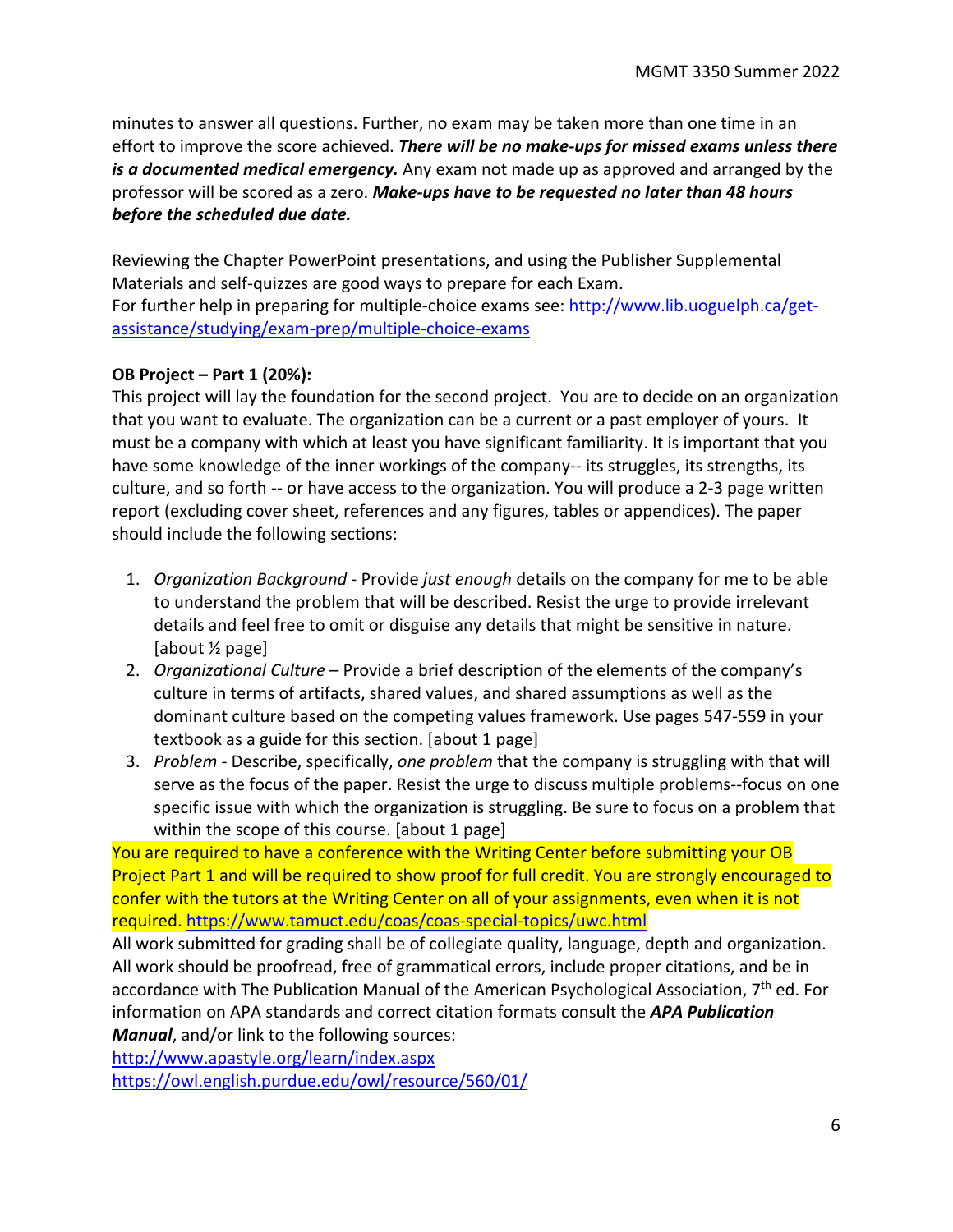minutes to answer all questions. Further, no exam may be taken more than one time in an effort to improve the score achieved. ***There will be no make-ups for missed exams unless there is a documented medical emergency.*** Any exam not made up as approved and arranged by the professor will be scored as a zero. ***Make-ups have to be requested no later than 48 hours before the scheduled due date.***

Reviewing the Chapter PowerPoint presentations, and using the Publisher Supplemental Materials and self-quizzes are good ways to prepare for each Exam.
For further help in preparing for multiple-choice exams see: [http://www.lib.uoguelph.ca/get-assistance/studying/exam-prep/multiple-choice-exams](http://www.lib.uoguelph.ca/get-assistance/studying/exam-prep/multiple-choice-exams)

**OB Project – Part 1 (20%):**
This project will lay the foundation for the second project. You are to decide on an organization that you want to evaluate. The organization can be a current or a past employer of yours. It must be a company with which at least you have significant familiarity. It is important that you have some knowledge of the inner workings of the company-- its struggles, its strengths, its culture, and so forth -- or have access to the organization. You will produce a 2-3 page written report (excluding cover sheet, references and any figures, tables or appendices). The paper should include the following sections:

1. *Organization Background* - Provide *just enough* details on the company for me to be able to understand the problem that will be described. Resist the urge to provide irrelevant details and feel free to omit or disguise any details that might be sensitive in nature. [about ½ page]
2. *Organizational Culture* – Provide a brief description of the elements of the company's culture in terms of artifacts, shared values, and shared assumptions as well as the dominant culture based on the competing values framework. Use pages 547-559 in your textbook as a guide for this section. [about 1 page]
3. *Problem* - Describe, specifically, *one problem* that the company is struggling with that will serve as the focus of the paper. Resist the urge to discuss multiple problems--focus on one specific issue with which the organization is struggling. Be sure to focus on a problem that within the scope of this course. [about 1 page]

You are required to have a conference with the Writing Center before submitting your OB Project Part 1 and will be required to show proof for full credit. You are strongly encouraged to confer with the tutors at the Writing Center on all of your assignments, even when it is not required. [https://www.tamuct.edu/coas/coas-special-topics/uwc.html](https://www.tamuct.edu/coas/coas-special-topics/uwc.html)
All work submitted for grading shall be of collegiate quality, language, depth and organization. All work should be proofread, free of grammatical errors, include proper citations, and be in accordance with The Publication Manual of the American Psychological Association, 7th ed. For information on APA standards and correct citation formats consult the ***APA Publication Manual***, and/or link to the following sources:
[http://www.apastyle.org/learn/index.aspx](http://www.apastyle.org/learn/index.aspx)
[https://owl.english.purdue.edu/owl/resource/560/01/](https://owl.english.purdue.edu/owl/resource/560/01/)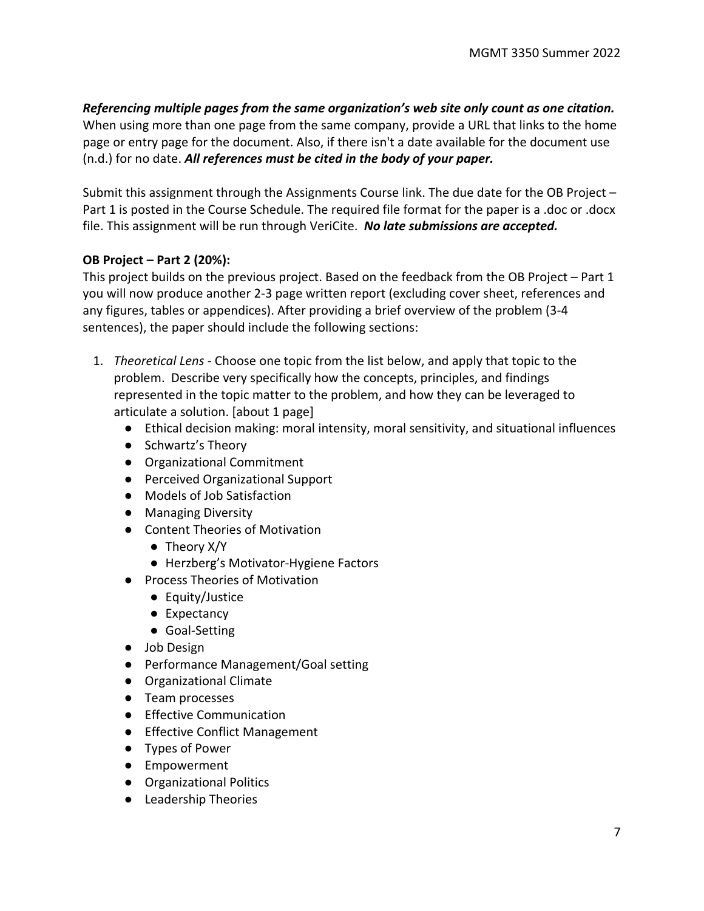***Referencing multiple pages from the same organization's web site only count as one citation.*** When using more than one page from the same company, provide a URL that links to the home page or entry page for the document. Also, if there isn't a date available for the document use (n.d.) for no date. ***All references must be cited in the body of your paper.***

Submit this assignment through the Assignments Course link. The due date for the OB Project – Part 1 is posted in the Course Schedule. The required file format for the paper is a .doc or .docx file. This assignment will be run through VeriCite. ***No late submissions are accepted.***

**OB Project – Part 2 (20%):**

This project builds on the previous project. Based on the feedback from the OB Project – Part 1 you will now produce another 2-3 page written report (excluding cover sheet, references and any figures, tables or appendices). After providing a brief overview of the problem (3-4 sentences), the paper should include the following sections:

1. *Theoretical Lens* - Choose one topic from the list below, and apply that topic to the problem. Describe very specifically how the concepts, principles, and findings represented in the topic matter to the problem, and how they can be leveraged to articulate a solution. [about 1 page]
    - Ethical decision making: moral intensity, moral sensitivity, and situational influences
    - Schwartz's Theory
    - Organizational Commitment
    - Perceived Organizational Support
    - Models of Job Satisfaction
    - Managing Diversity
    - Content Theories of Motivation
        - Theory X/Y
        - Herzberg's Motivator-Hygiene Factors
    - Process Theories of Motivation
        - Equity/Justice
        - Expectancy
        - Goal-Setting
    - Job Design
    - Performance Management/Goal setting
    - Organizational Climate
    - Team processes
    - Effective Communication
    - Effective Conflict Management
    - Types of Power
    - Empowerment
    - Organizational Politics
    - Leadership Theories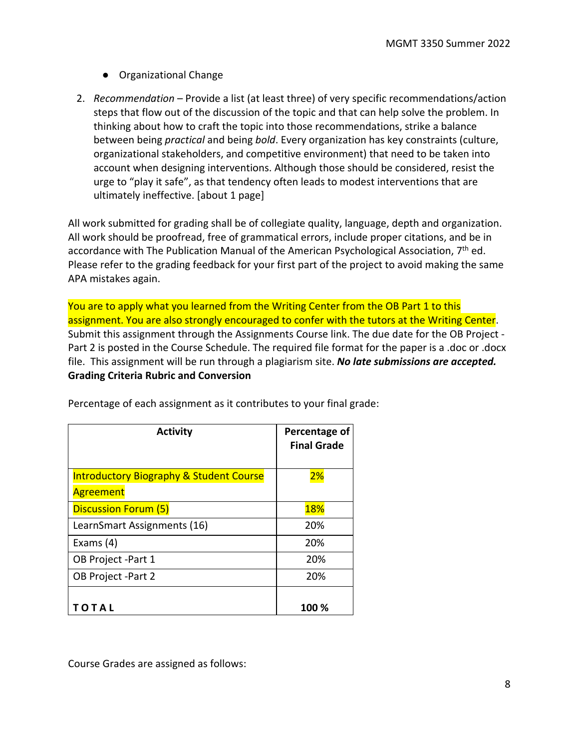- Organizational Change

2. *Recommendation* – Provide a list (at least three) of very specific recommendations/action steps that flow out of the discussion of the topic and that can help solve the problem. In thinking about how to craft the topic into those recommendations, strike a balance between being *practical* and being *bold*. Every organization has key constraints (culture, organizational stakeholders, and competitive environment) that need to be taken into account when designing interventions. Although those should be considered, resist the urge to "play it safe", as that tendency often leads to modest interventions that are ultimately ineffective. [about 1 page]

All work submitted for grading shall be of collegiate quality, language, depth and organization. All work should be proofread, free of grammatical errors, include proper citations, and be in accordance with The Publication Manual of the American Psychological Association, 7th ed. Please refer to the grading feedback for your first part of the project to avoid making the same APA mistakes again.

You are to apply what you learned from the Writing Center from the OB Part 1 to this assignment. You are also strongly encouraged to confer with the tutors at the Writing Center. Submit this assignment through the Assignments Course link. The due date for the OB Project - Part 2 is posted in the Course Schedule. The required file format for the paper is a .doc or .docx file. This assignment will be run through a plagiarism site. ***No late submissions are accepted.***

**Grading Criteria Rubric and Conversion**

Percentage of each assignment as it contributes to your final grade:

| **Activity** | **Percentage of Final Grade** |
|---|---|
| Introductory Biography & Student Course Agreement | 2% |
| Discussion Forum (5) | 18% |
| LearnSmart Assignments (16) | 20% |
| Exams (4) | 20% |
| OB Project -Part 1 | 20% |
| OB Project -Part 2 | 20% |
| **T O T A L** | **100 %** |

Course Grades are assigned as follows: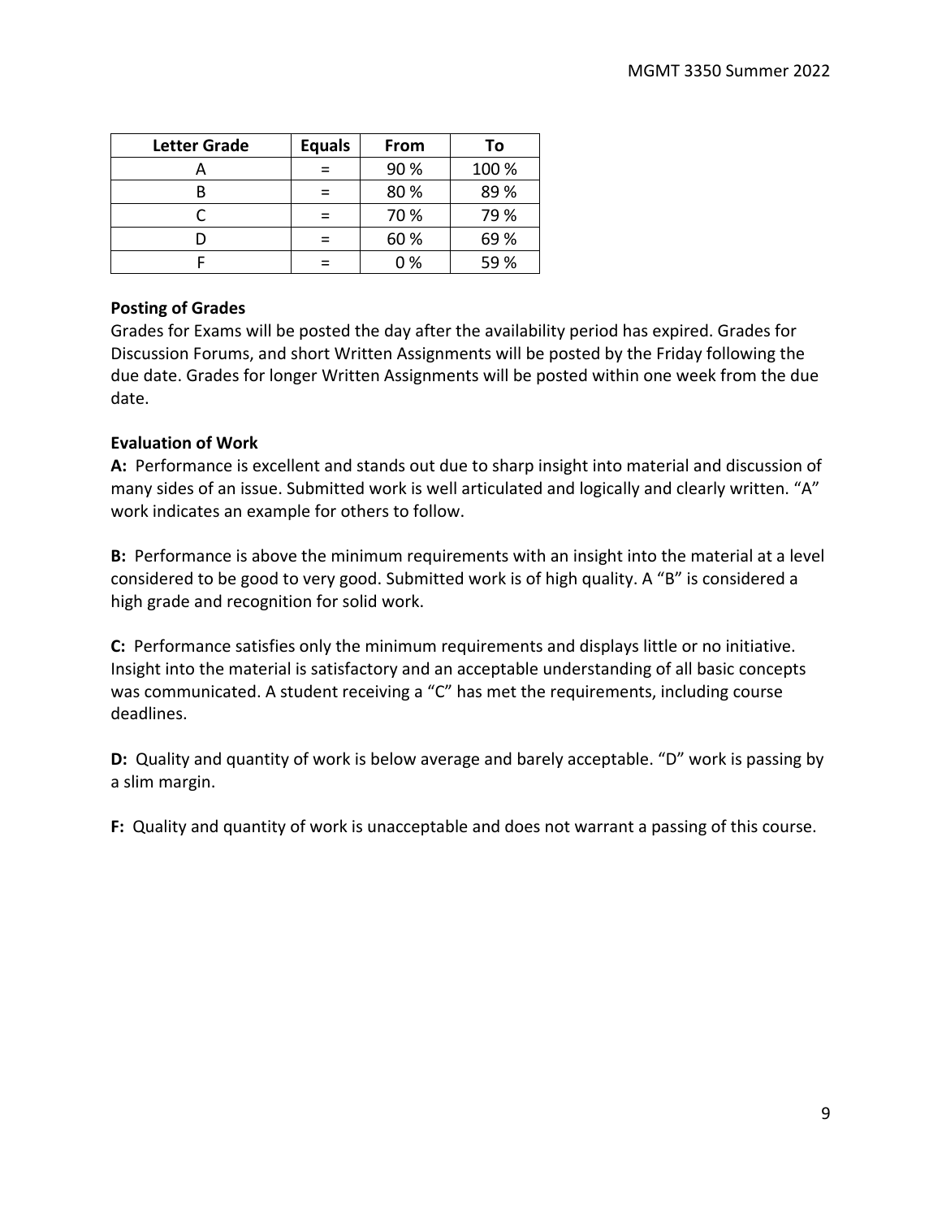| Letter Grade | Equals | From | To |
|---|---|---|---|
| A | = | 90 % | 100 % |
| B | = | 80 % | 89 % |
| C | = | 70 % | 79 % |
| D | = | 60 % | 69 % |
| F | = | 0 % | 59 % |

**Posting of Grades**

Grades for Exams will be posted the day after the availability period has expired. Grades for Discussion Forums, and short Written Assignments will be posted by the Friday following the due date. Grades for longer Written Assignments will be posted within one week from the due date.

**Evaluation of Work**

**A:** Performance is excellent and stands out due to sharp insight into material and discussion of many sides of an issue. Submitted work is well articulated and logically and clearly written. "A" work indicates an example for others to follow.

**B:** Performance is above the minimum requirements with an insight into the material at a level considered to be good to very good. Submitted work is of high quality. A "B" is considered a high grade and recognition for solid work.

**C:** Performance satisfies only the minimum requirements and displays little or no initiative. Insight into the material is satisfactory and an acceptable understanding of all basic concepts was communicated. A student receiving a "C" has met the requirements, including course deadlines.

**D:** Quality and quantity of work is below average and barely acceptable. "D" work is passing by a slim margin.

**F:** Quality and quantity of work is unacceptable and does not warrant a passing of this course.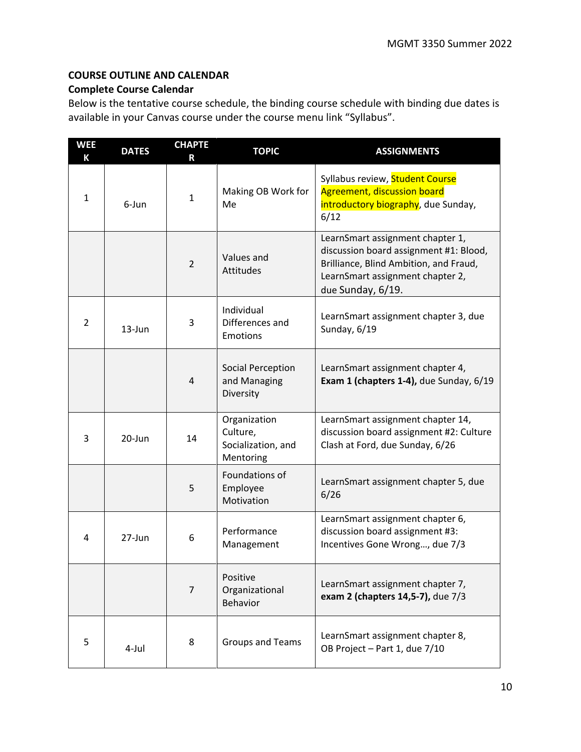**COURSE OUTLINE AND CALENDAR**

**Complete Course Calendar**

Below is the tentative course schedule, the binding course schedule with binding due dates is available in your Canvas course under the course menu link "Syllabus".

| WEEK | DATES | CHAPTER | TOPIC | ASSIGNMENTS |
|---|---|---|---|---|
| 1 | 6-Jun | 1 | Making OB Work for Me | Syllabus review, Student Course Agreement, discussion board introductory biography, due Sunday, 6/12 |
| | | 2 | Values and Attitudes | LearnSmart assignment chapter 1, discussion board assignment #1: Blood, Brilliance, Blind Ambition, and Fraud, LearnSmart assignment chapter 2, due Sunday, 6/19. |
| 2 | 13-Jun | 3 | Individual Differences and Emotions | LearnSmart assignment chapter 3, due Sunday, 6/19 |
| | | 4 | Social Perception and Managing Diversity | LearnSmart assignment chapter 4, **Exam 1 (chapters 1-4),** due Sunday, 6/19 |
| 3 | 20-Jun | 14 | Organization Culture, Socialization, and Mentoring | LearnSmart assignment chapter 14, discussion board assignment #2: Culture Clash at Ford, due Sunday, 6/26 |
| | | 5 | Foundations of Employee Motivation | LearnSmart assignment chapter 5, due 6/26 |
| 4 | 27-Jun | 6 | Performance Management | LearnSmart assignment chapter 6, discussion board assignment #3: Incentives Gone Wrong…, due 7/3 |
| | | 7 | Positive Organizational Behavior | LearnSmart assignment chapter 7, **exam 2 (chapters 14,5-7),** due 7/3 |
| 5 | 4-Jul | 8 | Groups and Teams | LearnSmart assignment chapter 8, OB Project – Part 1, due 7/10 |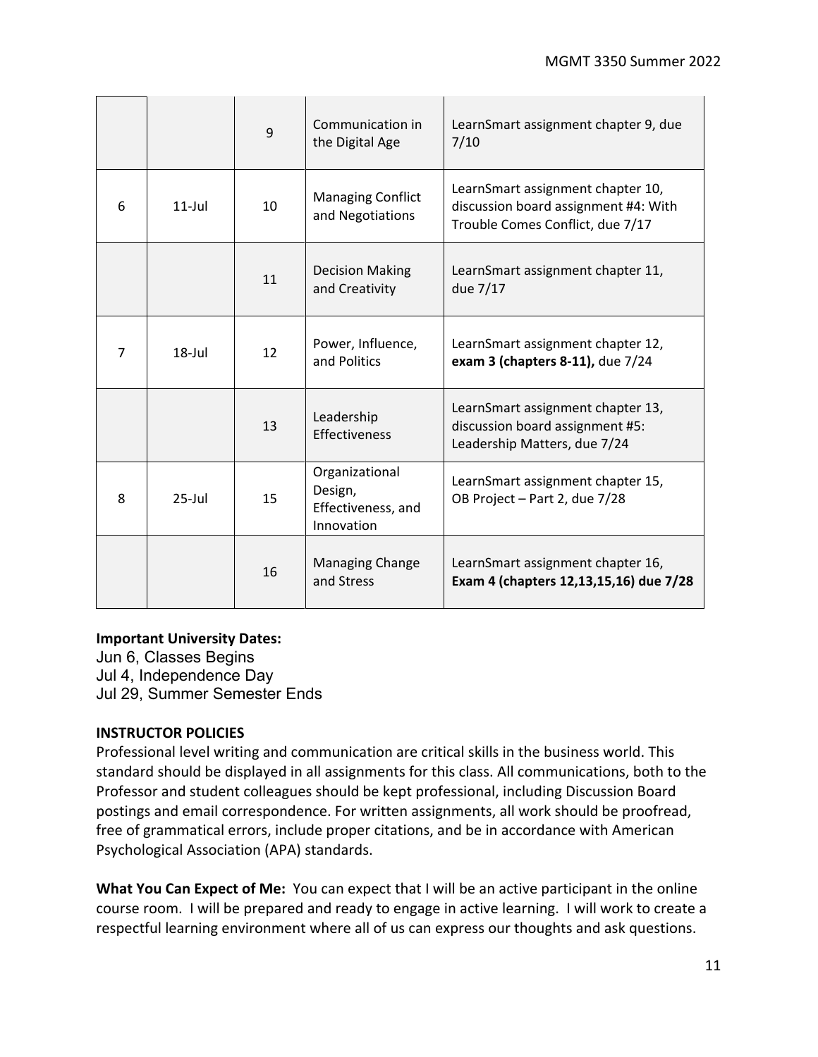| | | | | |
|---|---|---|---|---|
| | | 9 | Communication in the Digital Age | LearnSmart assignment chapter 9, due 7/10 |
| 6 | 11-Jul | 10 | Managing Conflict and Negotiations | LearnSmart assignment chapter 10, discussion board assignment #4: With Trouble Comes Conflict, due 7/17 |
| | | 11 | Decision Making and Creativity | LearnSmart assignment chapter 11, due 7/17 |
| 7 | 18-Jul | 12 | Power, Influence, and Politics | LearnSmart assignment chapter 12, **exam 3 (chapters 8-11),** due 7/24 |
| | | 13 | Leadership Effectiveness | LearnSmart assignment chapter 13, discussion board assignment #5: Leadership Matters, due 7/24 |
| 8 | 25-Jul | 15 | Organizational Design, Effectiveness, and Innovation | LearnSmart assignment chapter 15, OB Project – Part 2, due 7/28 |
| | | 16 | Managing Change and Stress | LearnSmart assignment chapter 16, **Exam 4 (chapters 12,13,15,16) due 7/28** |

**Important University Dates:**
Jun 6, Classes Begins
Jul 4, Independence Day
Jul 29, Summer Semester Ends

**INSTRUCTOR POLICIES**

Professional level writing and communication are critical skills in the business world. This standard should be displayed in all assignments for this class. All communications, both to the Professor and student colleagues should be kept professional, including Discussion Board postings and email correspondence. For written assignments, all work should be proofread, free of grammatical errors, include proper citations, and be in accordance with American Psychological Association (APA) standards.

**What You Can Expect of Me:** You can expect that I will be an active participant in the online course room. I will be prepared and ready to engage in active learning. I will work to create a respectful learning environment where all of us can express our thoughts and ask questions.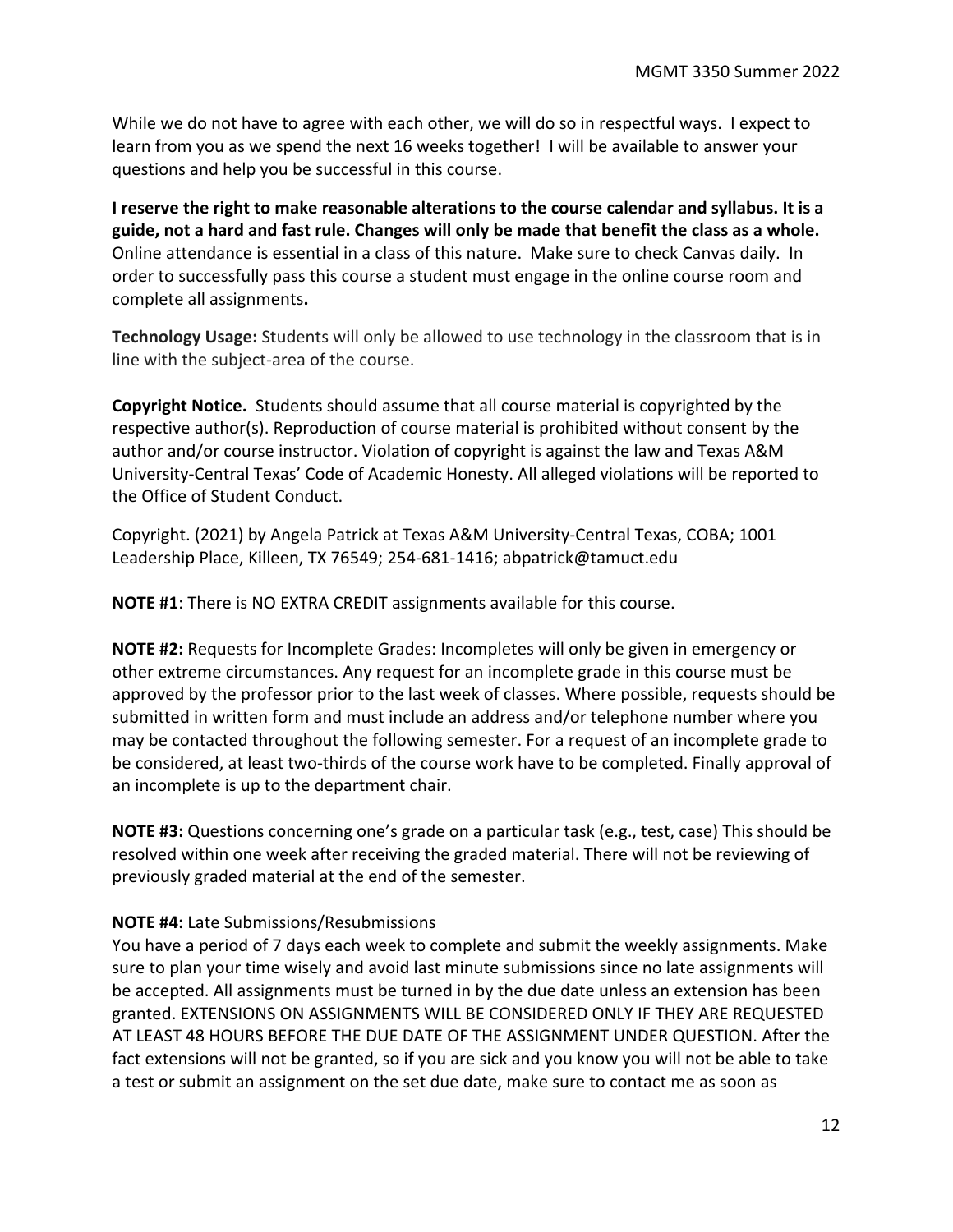While we do not have to agree with each other, we will do so in respectful ways. I expect to learn from you as we spend the next 16 weeks together! I will be available to answer your questions and help you be successful in this course.

**I reserve the right to make reasonable alterations to the course calendar and syllabus. It is a guide, not a hard and fast rule. Changes will only be made that benefit the class as a whole.** Online attendance is essential in a class of this nature. Make sure to check Canvas daily. In order to successfully pass this course a student must engage in the online course room and complete all assignments**.**

**Technology Usage:** Students will only be allowed to use technology in the classroom that is in line with the subject-area of the course.

**Copyright Notice.** Students should assume that all course material is copyrighted by the respective author(s). Reproduction of course material is prohibited without consent by the author and/or course instructor. Violation of copyright is against the law and Texas A&M University-Central Texas' Code of Academic Honesty. All alleged violations will be reported to the Office of Student Conduct.

Copyright. (2021) by Angela Patrick at Texas A&M University-Central Texas, COBA; 1001 Leadership Place, Killeen, TX 76549; 254-681-1416; abpatrick@tamuct.edu

**NOTE #1**: There is NO EXTRA CREDIT assignments available for this course.

**NOTE #2:** Requests for Incomplete Grades: Incompletes will only be given in emergency or other extreme circumstances. Any request for an incomplete grade in this course must be approved by the professor prior to the last week of classes. Where possible, requests should be submitted in written form and must include an address and/or telephone number where you may be contacted throughout the following semester. For a request of an incomplete grade to be considered, at least two-thirds of the course work have to be completed. Finally approval of an incomplete is up to the department chair.

**NOTE #3:** Questions concerning one's grade on a particular task (e.g., test, case) This should be resolved within one week after receiving the graded material. There will not be reviewing of previously graded material at the end of the semester.

**NOTE #4:** Late Submissions/Resubmissions

You have a period of 7 days each week to complete and submit the weekly assignments. Make sure to plan your time wisely and avoid last minute submissions since no late assignments will be accepted. All assignments must be turned in by the due date unless an extension has been granted. EXTENSIONS ON ASSIGNMENTS WILL BE CONSIDERED ONLY IF THEY ARE REQUESTED AT LEAST 48 HOURS BEFORE THE DUE DATE OF THE ASSIGNMENT UNDER QUESTION. After the fact extensions will not be granted, so if you are sick and you know you will not be able to take a test or submit an assignment on the set due date, make sure to contact me as soon as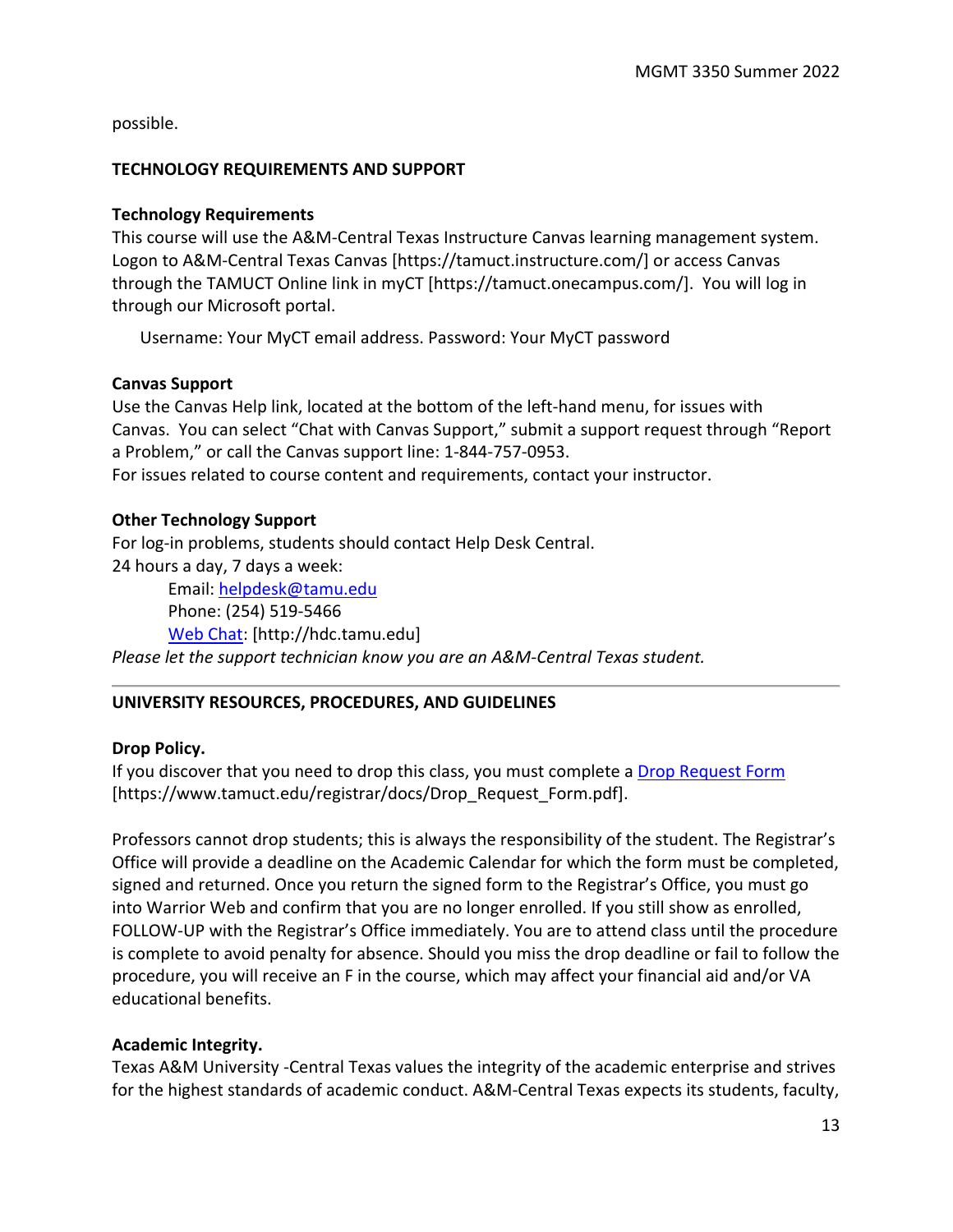possible.

## TECHNOLOGY REQUIREMENTS AND SUPPORT

### Technology Requirements

This course will use the A&M-Central Texas Instructure Canvas learning management system. Logon to A&M-Central Texas Canvas [https://tamuct.instructure.com/] or access Canvas through the TAMUCT Online link in myCT [https://tamuct.onecampus.com/]. You will log in through our Microsoft portal.

Username: Your MyCT email address. Password: Your MyCT password

### Canvas Support

Use the Canvas Help link, located at the bottom of the left-hand menu, for issues with Canvas. You can select "Chat with Canvas Support," submit a support request through "Report a Problem," or call the Canvas support line: 1-844-757-0953.

For issues related to course content and requirements, contact your instructor.

### Other Technology Support

For log-in problems, students should contact Help Desk Central.

24 hours a day, 7 days a week:

Email: helpdesk@tamu.edu
Phone: (254) 519-5466
Web Chat: [http://hdc.tamu.edu]

*Please let the support technician know you are an A&M-Central Texas student.*

---

## UNIVERSITY RESOURCES, PROCEDURES, AND GUIDELINES

### Drop Policy.

If you discover that you need to drop this class, you must complete a Drop Request Form [https://www.tamuct.edu/registrar/docs/Drop_Request_Form.pdf].

Professors cannot drop students; this is always the responsibility of the student. The Registrar's Office will provide a deadline on the Academic Calendar for which the form must be completed, signed and returned. Once you return the signed form to the Registrar's Office, you must go into Warrior Web and confirm that you are no longer enrolled. If you still show as enrolled, FOLLOW-UP with the Registrar's Office immediately. You are to attend class until the procedure is complete to avoid penalty for absence. Should you miss the drop deadline or fail to follow the procedure, you will receive an F in the course, which may affect your financial aid and/or VA educational benefits.

### Academic Integrity.

Texas A&M University -Central Texas values the integrity of the academic enterprise and strives for the highest standards of academic conduct. A&M-Central Texas expects its students, faculty,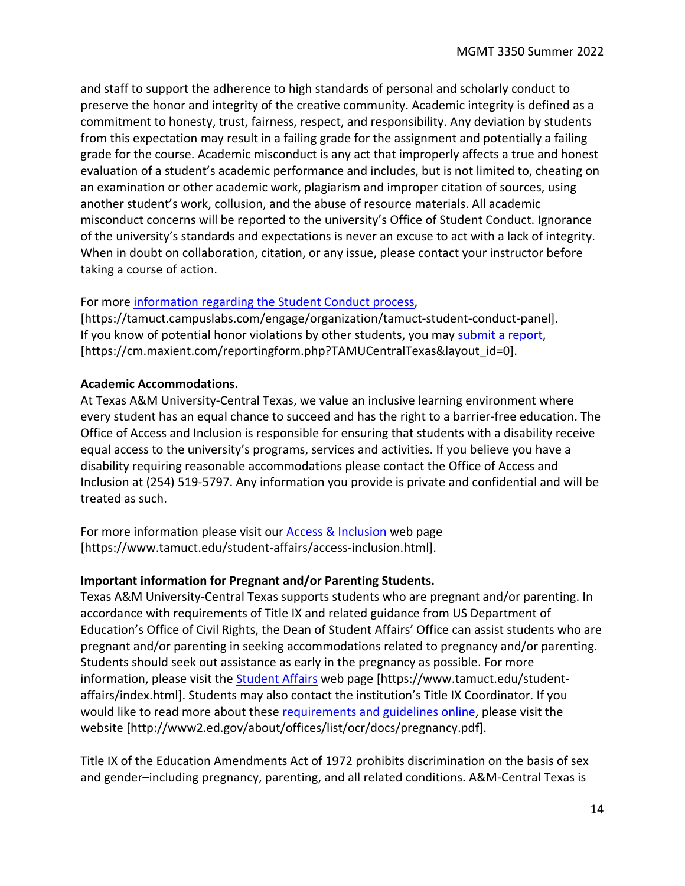and staff to support the adherence to high standards of personal and scholarly conduct to preserve the honor and integrity of the creative community. Academic integrity is defined as a commitment to honesty, trust, fairness, respect, and responsibility. Any deviation by students from this expectation may result in a failing grade for the assignment and potentially a failing grade for the course. Academic misconduct is any act that improperly affects a true and honest evaluation of a student's academic performance and includes, but is not limited to, cheating on an examination or other academic work, plagiarism and improper citation of sources, using another student's work, collusion, and the abuse of resource materials. All academic misconduct concerns will be reported to the university's Office of Student Conduct. Ignorance of the university's standards and expectations is never an excuse to act with a lack of integrity. When in doubt on collaboration, citation, or any issue, please contact your instructor before taking a course of action.

For more information regarding the Student Conduct process, [https://tamuct.campuslabs.com/engage/organization/tamuct-student-conduct-panel]. If you know of potential honor violations by other students, you may submit a report, [https://cm.maxient.com/reportingform.php?TAMUCentralTexas&layout_id=0].

**Academic Accommodations.**
At Texas A&M University-Central Texas, we value an inclusive learning environment where every student has an equal chance to succeed and has the right to a barrier-free education. The Office of Access and Inclusion is responsible for ensuring that students with a disability receive equal access to the university's programs, services and activities. If you believe you have a disability requiring reasonable accommodations please contact the Office of Access and Inclusion at (254) 519-5797. Any information you provide is private and confidential and will be treated as such.

For more information please visit our Access & Inclusion web page [https://www.tamuct.edu/student-affairs/access-inclusion.html].

**Important information for Pregnant and/or Parenting Students.**
Texas A&M University-Central Texas supports students who are pregnant and/or parenting. In accordance with requirements of Title IX and related guidance from US Department of Education's Office of Civil Rights, the Dean of Student Affairs' Office can assist students who are pregnant and/or parenting in seeking accommodations related to pregnancy and/or parenting. Students should seek out assistance as early in the pregnancy as possible. For more information, please visit the Student Affairs web page [https://www.tamuct.edu/student-affairs/index.html]. Students may also contact the institution's Title IX Coordinator. If you would like to read more about these requirements and guidelines online, please visit the website [http://www2.ed.gov/about/offices/list/ocr/docs/pregnancy.pdf].

Title IX of the Education Amendments Act of 1972 prohibits discrimination on the basis of sex and gender–including pregnancy, parenting, and all related conditions. A&M-Central Texas is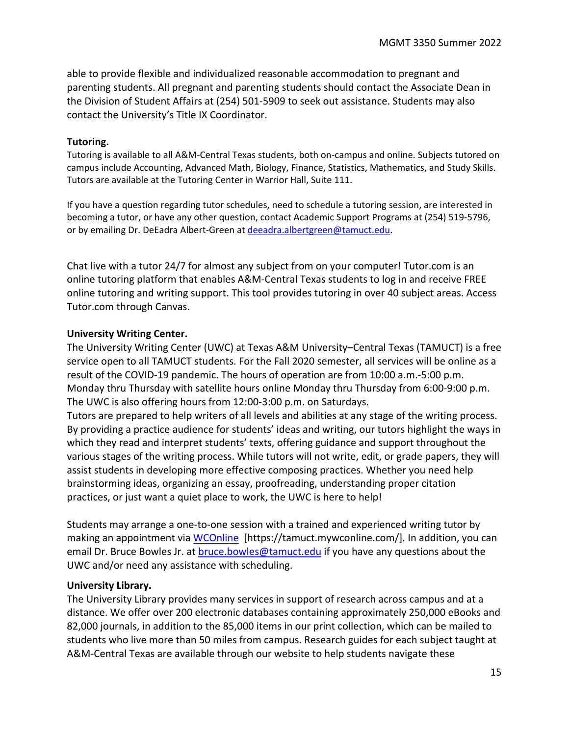able to provide flexible and individualized reasonable accommodation to pregnant and parenting students. All pregnant and parenting students should contact the Associate Dean in the Division of Student Affairs at (254) 501-5909 to seek out assistance. Students may also contact the University's Title IX Coordinator.

**Tutoring.**

Tutoring is available to all A&M-Central Texas students, both on-campus and online. Subjects tutored on campus include Accounting, Advanced Math, Biology, Finance, Statistics, Mathematics, and Study Skills. Tutors are available at the Tutoring Center in Warrior Hall, Suite 111.

If you have a question regarding tutor schedules, need to schedule a tutoring session, are interested in becoming a tutor, or have any other question, contact Academic Support Programs at (254) 519-5796, or by emailing Dr. DeEadra Albert-Green at deeadra.albertgreen@tamuct.edu.

Chat live with a tutor 24/7 for almost any subject from on your computer! Tutor.com is an online tutoring platform that enables A&M-Central Texas students to log in and receive FREE online tutoring and writing support. This tool provides tutoring in over 40 subject areas. Access Tutor.com through Canvas.

**University Writing Center.**

The University Writing Center (UWC) at Texas A&M University–Central Texas (TAMUCT) is a free service open to all TAMUCT students. For the Fall 2020 semester, all services will be online as a result of the COVID-19 pandemic. The hours of operation are from 10:00 a.m.-5:00 p.m. Monday thru Thursday with satellite hours online Monday thru Thursday from 6:00-9:00 p.m. The UWC is also offering hours from 12:00-3:00 p.m. on Saturdays.

Tutors are prepared to help writers of all levels and abilities at any stage of the writing process. By providing a practice audience for students' ideas and writing, our tutors highlight the ways in which they read and interpret students' texts, offering guidance and support throughout the various stages of the writing process. While tutors will not write, edit, or grade papers, they will assist students in developing more effective composing practices. Whether you need help brainstorming ideas, organizing an essay, proofreading, understanding proper citation practices, or just want a quiet place to work, the UWC is here to help!

Students may arrange a one-to-one session with a trained and experienced writing tutor by making an appointment via WCOnline [https://tamuct.mywconline.com/]. In addition, you can email Dr. Bruce Bowles Jr. at bruce.bowles@tamuct.edu if you have any questions about the UWC and/or need any assistance with scheduling.

**University Library.**

The University Library provides many services in support of research across campus and at a distance. We offer over 200 electronic databases containing approximately 250,000 eBooks and 82,000 journals, in addition to the 85,000 items in our print collection, which can be mailed to students who live more than 50 miles from campus. Research guides for each subject taught at A&M-Central Texas are available through our website to help students navigate these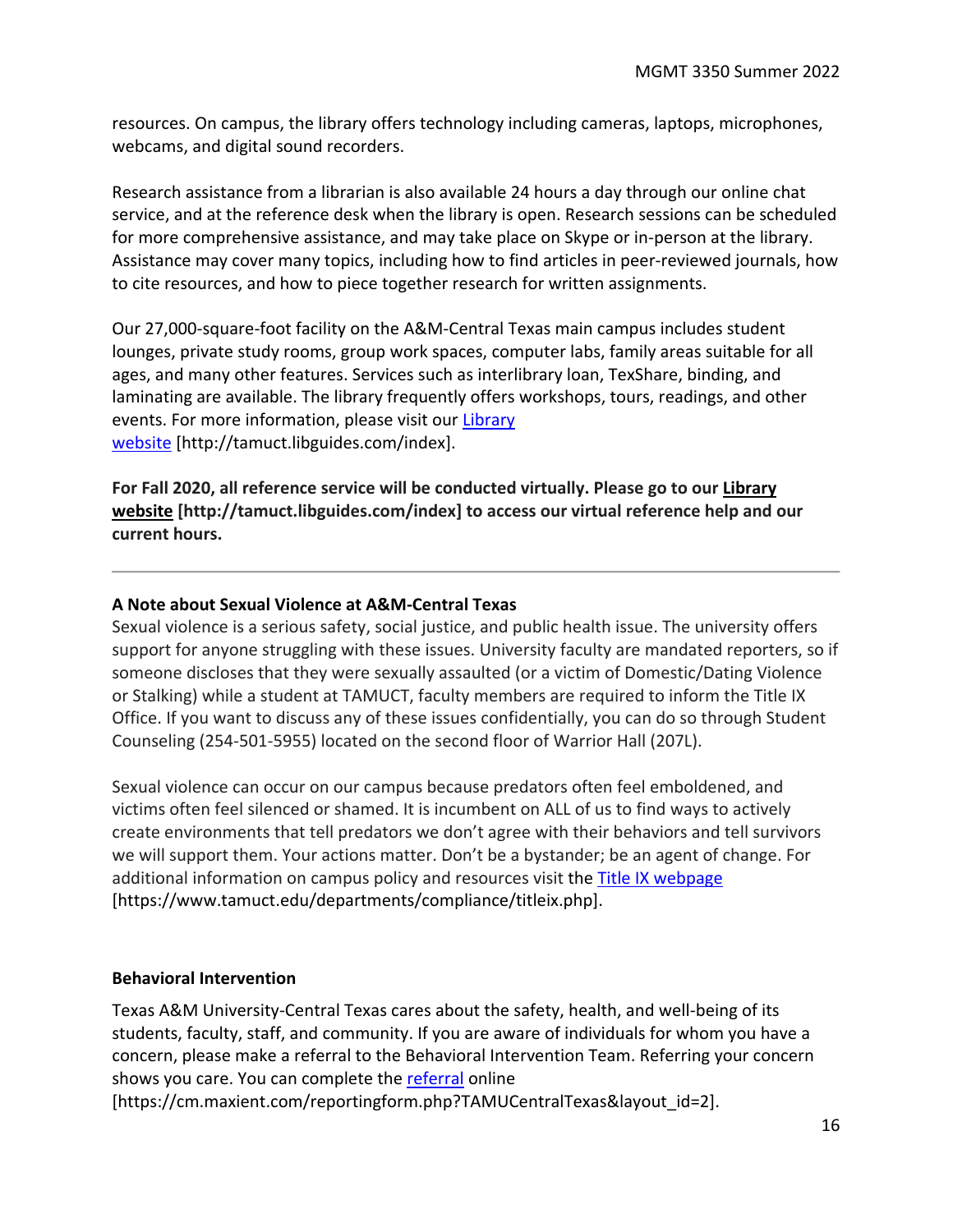resources. On campus, the library offers technology including cameras, laptops, microphones, webcams, and digital sound recorders.

Research assistance from a librarian is also available 24 hours a day through our online chat service, and at the reference desk when the library is open. Research sessions can be scheduled for more comprehensive assistance, and may take place on Skype or in-person at the library. Assistance may cover many topics, including how to find articles in peer-reviewed journals, how to cite resources, and how to piece together research for written assignments.

Our 27,000-square-foot facility on the A&M-Central Texas main campus includes student lounges, private study rooms, group work spaces, computer labs, family areas suitable for all ages, and many other features. Services such as interlibrary loan, TexShare, binding, and laminating are available. The library frequently offers workshops, tours, readings, and other events. For more information, please visit our Library website [http://tamuct.libguides.com/index].

**For Fall 2020, all reference service will be conducted virtually. Please go to our Library website [http://tamuct.libguides.com/index] to access our virtual reference help and our current hours.**

---

**A Note about Sexual Violence at A&M-Central Texas**

Sexual violence is a serious safety, social justice, and public health issue. The university offers support for anyone struggling with these issues. University faculty are mandated reporters, so if someone discloses that they were sexually assaulted (or a victim of Domestic/Dating Violence or Stalking) while a student at TAMUCT, faculty members are required to inform the Title IX Office. If you want to discuss any of these issues confidentially, you can do so through Student Counseling (254-501-5955) located on the second floor of Warrior Hall (207L).

Sexual violence can occur on our campus because predators often feel emboldened, and victims often feel silenced or shamed. It is incumbent on ALL of us to find ways to actively create environments that tell predators we don't agree with their behaviors and tell survivors we will support them. Your actions matter. Don't be a bystander; be an agent of change. For additional information on campus policy and resources visit the Title IX webpage [https://www.tamuct.edu/departments/compliance/titleix.php].

**Behavioral Intervention**

Texas A&M University-Central Texas cares about the safety, health, and well-being of its students, faculty, staff, and community. If you are aware of individuals for whom you have a concern, please make a referral to the Behavioral Intervention Team. Referring your concern shows you care. You can complete the referral online [https://cm.maxient.com/reportingform.php?TAMUCentralTexas&layout_id=2].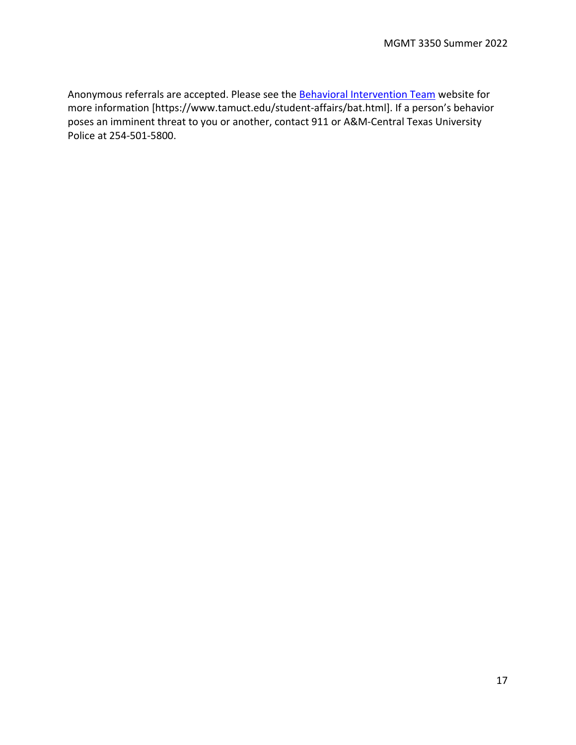Anonymous referrals are accepted. Please see the Behavioral Intervention Team website for more information [https://www.tamuct.edu/student-affairs/bat.html]. If a person's behavior poses an imminent threat to you or another, contact 911 or A&M-Central Texas University Police at 254-501-5800.